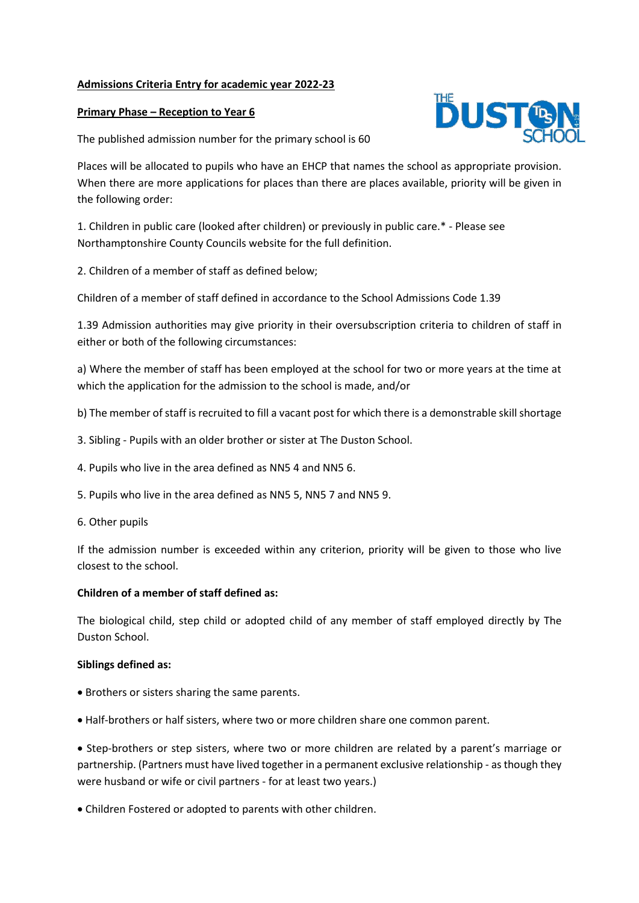**Admissions Criteria Entry for academic year 2022-23**

**Primary Phase – Reception to Year 6**

The published admission number for the primary school is 60

Places will be allocated to pupils who have an EHCP that names the school as appropriate provision. When there are more applications for places than there are places available, priority will be given in the following order:

1. Children in public care (looked after children) or previously in public care.* - Please see Northamptonshire County Councils website for the full definition.

2. Children of a member of staff as defined below;

Children of a member of staff defined in accordance to the School Admissions Code 1.39

1.39 Admission authorities may give priority in their oversubscription criteria to children of staff in either or both of the following circumstances:

a) Where the member of staff has been employed at the school for two or more years at the time at which the application for the admission to the school is made, and/or

b) The member of staff is recruited to fill a vacant post for which there is a demonstrable skill shortage

3. Sibling - Pupils with an older brother or sister at The Duston School.

4. Pupils who live in the area defined as NN5 4 and NN5 6.

5. Pupils who live in the area defined as NN5 5, NN5 7 and NN5 9.

6. Other pupils

If the admission number is exceeded within any criterion, priority will be given to those who live closest to the school.

**Children of a member of staff defined as:**

The biological child, step child or adopted child of any member of staff employed directly by The Duston School.

**Siblings defined as:**

- Brothers or sisters sharing the same parents.
- Half-brothers or half sisters, where two or more children share one common parent.
- Step-brothers or step sisters, where two or more children are related by a parent's marriage or partnership. (Partners must have lived together in a permanent exclusive relationship - as though they were husband or wife or civil partners - for at least two years.)
- Children Fostered or adopted to parents with other children.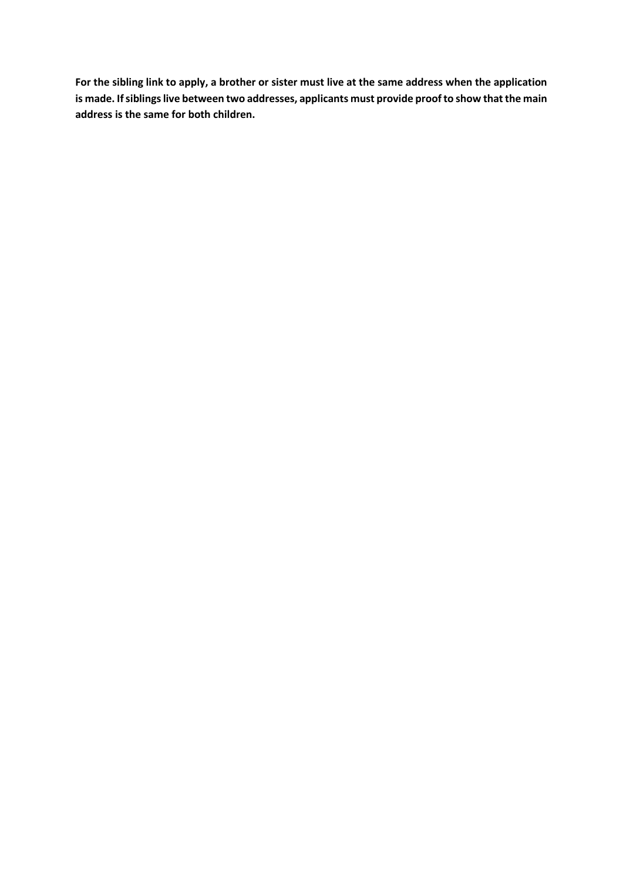**For the sibling link to apply, a brother or sister must live at the same address when the application is made. If siblings live between two addresses, applicants must provide proof to show that the main address is the same for both children.**